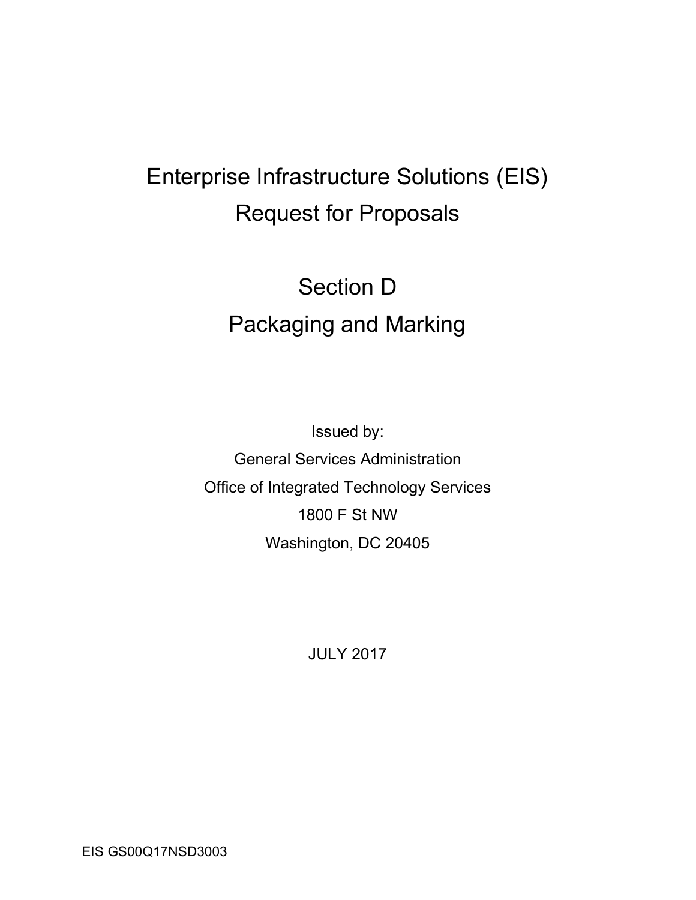# Enterprise Infrastructure Solutions (EIS)

# Request for Proposals

## Section D

## Packaging and Marking

Issued by:

General Services Administration

Office of Integrated Technology Services

1800 F St NW

Washington, DC 20405

JULY 2017

EIS GS00Q17NSD3003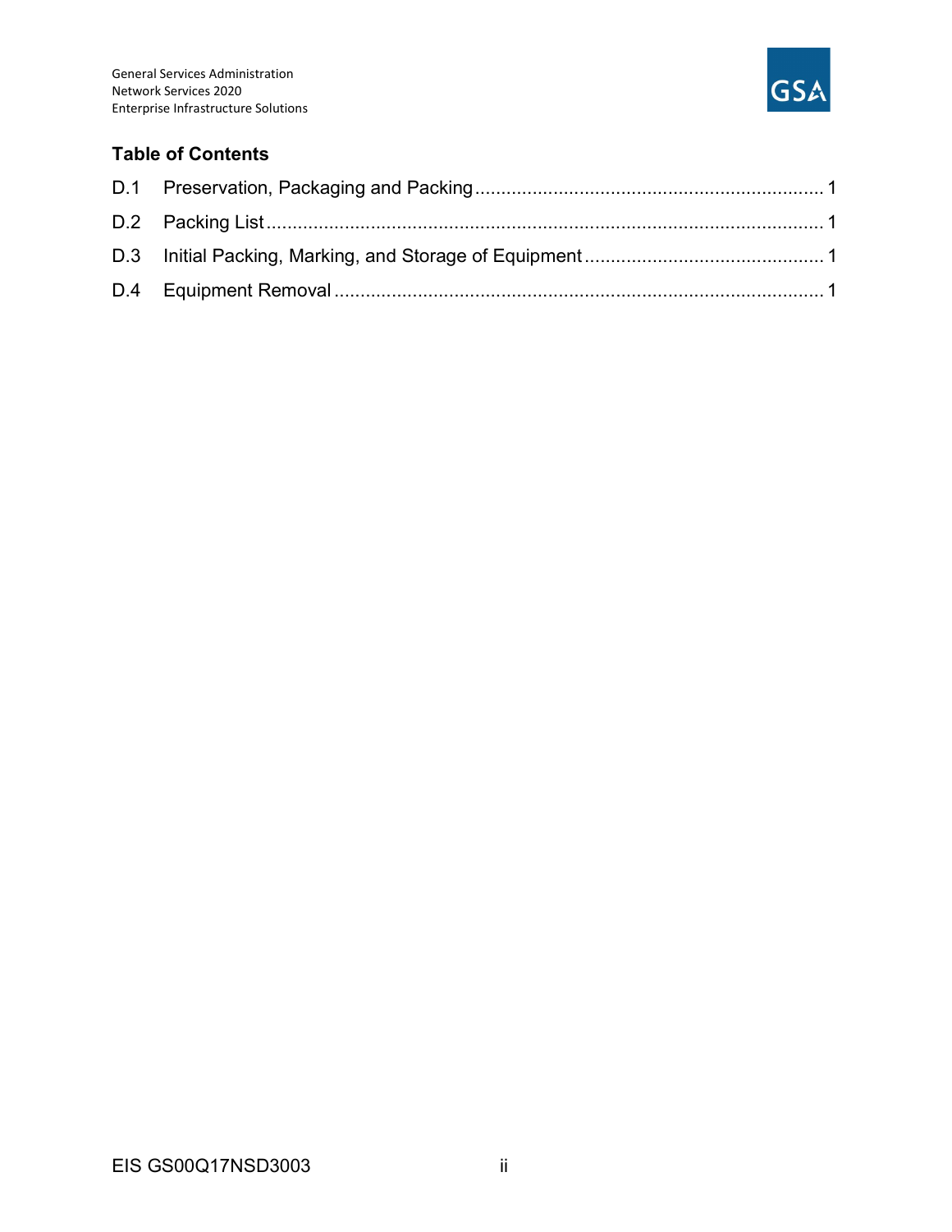## Table of Contents

D.1 Preservation, Packaging and Packing .................................................................. 1

D.2 Packing List ........................................................................................................ 1

D.3 Initial Packing, Marking, and Storage of Equipment ............................................ 1

D.4 Equipment Removal ............................................................................................ 1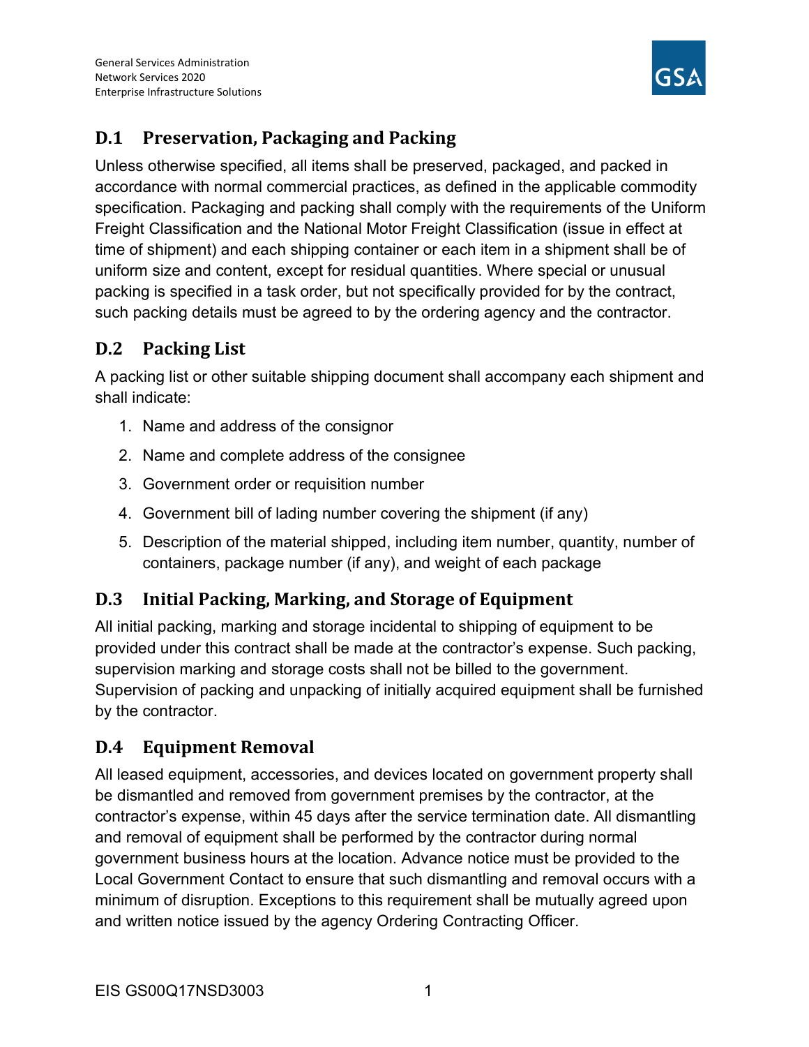## D.1 Preservation, Packaging and Packing

Unless otherwise specified, all items shall be preserved, packaged, and packed in accordance with normal commercial practices, as defined in the applicable commodity specification. Packaging and packing shall comply with the requirements of the Uniform Freight Classification and the National Motor Freight Classification (issue in effect at time of shipment) and each shipping container or each item in a shipment shall be of uniform size and content, except for residual quantities. Where special or unusual packing is specified in a task order, but not specifically provided for by the contract, such packing details must be agreed to by the ordering agency and the contractor.

## D.2 Packing List

A packing list or other suitable shipping document shall accompany each shipment and shall indicate:

1. Name and address of the consignor
2. Name and complete address of the consignee
3. Government order or requisition number
4. Government bill of lading number covering the shipment (if any)
5. Description of the material shipped, including item number, quantity, number of containers, package number (if any), and weight of each package

## D.3 Initial Packing, Marking, and Storage of Equipment

All initial packing, marking and storage incidental to shipping of equipment to be provided under this contract shall be made at the contractor's expense. Such packing, supervision marking and storage costs shall not be billed to the government. Supervision of packing and unpacking of initially acquired equipment shall be furnished by the contractor.

## D.4 Equipment Removal

All leased equipment, accessories, and devices located on government property shall be dismantled and removed from government premises by the contractor, at the contractor's expense, within 45 days after the service termination date. All dismantling and removal of equipment shall be performed by the contractor during normal government business hours at the location. Advance notice must be provided to the Local Government Contact to ensure that such dismantling and removal occurs with a minimum of disruption. Exceptions to this requirement shall be mutually agreed upon and written notice issued by the agency Ordering Contracting Officer.